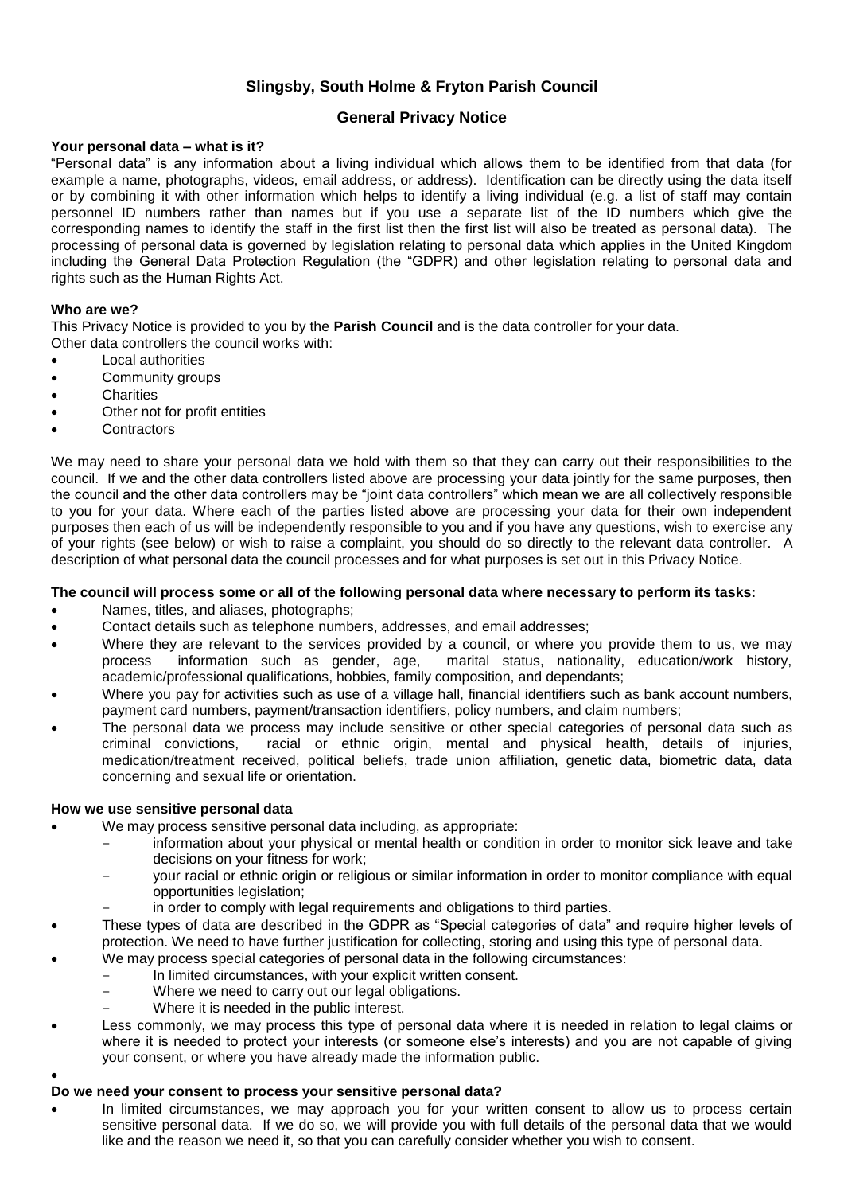# Slingsby, South Holme & Fryton Parish Council

## General Privacy Notice

**Your personal data – what is it?**

"Personal data" is any information about a living individual which allows them to be identified from that data (for example a name, photographs, videos, email address, or address). Identification can be directly using the data itself or by combining it with other information which helps to identify a living individual (e.g. a list of staff may contain personnel ID numbers rather than names but if you use a separate list of the ID numbers which give the corresponding names to identify the staff in the first list then the first list will also be treated as personal data). The processing of personal data is governed by legislation relating to personal data which applies in the United Kingdom including the General Data Protection Regulation (the "GDPR) and other legislation relating to personal data and rights such as the Human Rights Act.

**Who are we?**

This Privacy Notice is provided to you by the **Parish Council** and is the data controller for your data.
Other data controllers the council works with:

- Local authorities
- Community groups
- Charities
- Other not for profit entities
- Contractors

We may need to share your personal data we hold with them so that they can carry out their responsibilities to the council. If we and the other data controllers listed above are processing your data jointly for the same purposes, then the council and the other data controllers may be "joint data controllers" which mean we are all collectively responsible to you for your data. Where each of the parties listed above are processing your data for their own independent purposes then each of us will be independently responsible to you and if you have any questions, wish to exercise any of your rights (see below) or wish to raise a complaint, you should do so directly to the relevant data controller. A description of what personal data the council processes and for what purposes is set out in this Privacy Notice.

**The council will process some or all of the following personal data where necessary to perform its tasks:**

- Names, titles, and aliases, photographs;
- Contact details such as telephone numbers, addresses, and email addresses;
- Where they are relevant to the services provided by a council, or where you provide them to us, we may process information such as gender, age, marital status, nationality, education/work history, academic/professional qualifications, hobbies, family composition, and dependants;
- Where you pay for activities such as use of a village hall, financial identifiers such as bank account numbers, payment card numbers, payment/transaction identifiers, policy numbers, and claim numbers;
- The personal data we process may include sensitive or other special categories of personal data such as criminal convictions, racial or ethnic origin, mental and physical health, details of injuries, medication/treatment received, political beliefs, trade union affiliation, genetic data, biometric data, data concerning and sexual life or orientation.

**How we use sensitive personal data**

- We may process sensitive personal data including, as appropriate:
  - information about your physical or mental health or condition in order to monitor sick leave and take decisions on your fitness for work;
  - your racial or ethnic origin or religious or similar information in order to monitor compliance with equal opportunities legislation;
  - in order to comply with legal requirements and obligations to third parties.
- These types of data are described in the GDPR as "Special categories of data" and require higher levels of protection. We need to have further justification for collecting, storing and using this type of personal data.
- We may process special categories of personal data in the following circumstances:
  - In limited circumstances, with your explicit written consent.
  - Where we need to carry out our legal obligations.
  - Where it is needed in the public interest.
- Less commonly, we may process this type of personal data where it is needed in relation to legal claims or where it is needed to protect your interests (or someone else's interests) and you are not capable of giving your consent, or where you have already made the information public.

**Do we need your consent to process your sensitive personal data?**

- In limited circumstances, we may approach you for your written consent to allow us to process certain sensitive personal data. If we do so, we will provide you with full details of the personal data that we would like and the reason we need it, so that you can carefully consider whether you wish to consent.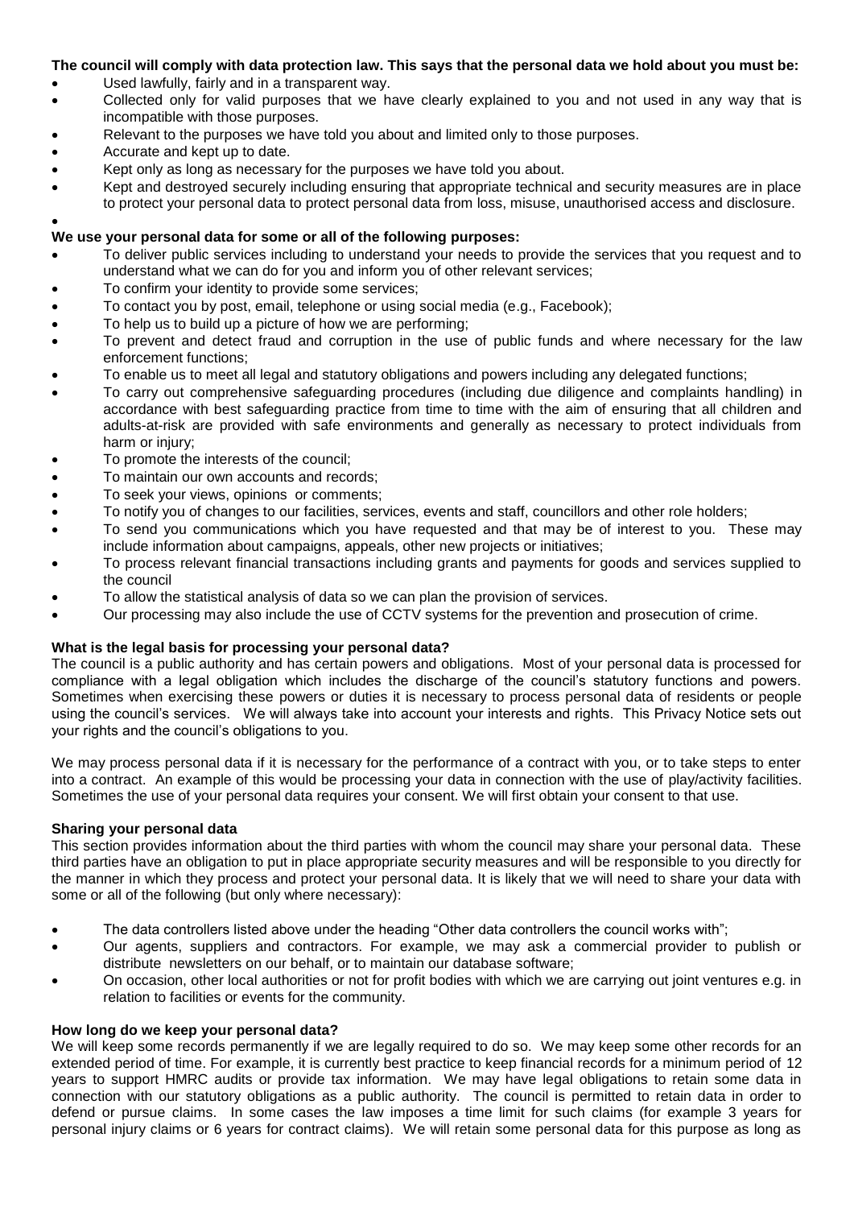**The council will comply with data protection law. This says that the personal data we hold about you must be:**

- Used lawfully, fairly and in a transparent way.
- Collected only for valid purposes that we have clearly explained to you and not used in any way that is incompatible with those purposes.
- Relevant to the purposes we have told you about and limited only to those purposes.
- Accurate and kept up to date.
- Kept only as long as necessary for the purposes we have told you about.
- Kept and destroyed securely including ensuring that appropriate technical and security measures are in place to protect your personal data to protect personal data from loss, misuse, unauthorised access and disclosure.

**We use your personal data for some or all of the following purposes:**

- To deliver public services including to understand your needs to provide the services that you request and to understand what we can do for you and inform you of other relevant services;
- To confirm your identity to provide some services;
- To contact you by post, email, telephone or using social media (e.g., Facebook);
- To help us to build up a picture of how we are performing;
- To prevent and detect fraud and corruption in the use of public funds and where necessary for the law enforcement functions;
- To enable us to meet all legal and statutory obligations and powers including any delegated functions;
- To carry out comprehensive safeguarding procedures (including due diligence and complaints handling) in accordance with best safeguarding practice from time to time with the aim of ensuring that all children and adults-at-risk are provided with safe environments and generally as necessary to protect individuals from harm or injury;
- To promote the interests of the council;
- To maintain our own accounts and records;
- To seek your views, opinions or comments;
- To notify you of changes to our facilities, services, events and staff, councillors and other role holders;
- To send you communications which you have requested and that may be of interest to you. These may include information about campaigns, appeals, other new projects or initiatives;
- To process relevant financial transactions including grants and payments for goods and services supplied to the council
- To allow the statistical analysis of data so we can plan the provision of services.
- Our processing may also include the use of CCTV systems for the prevention and prosecution of crime.

**What is the legal basis for processing your personal data?**

The council is a public authority and has certain powers and obligations. Most of your personal data is processed for compliance with a legal obligation which includes the discharge of the council's statutory functions and powers. Sometimes when exercising these powers or duties it is necessary to process personal data of residents or people using the council's services. We will always take into account your interests and rights. This Privacy Notice sets out your rights and the council's obligations to you.

We may process personal data if it is necessary for the performance of a contract with you, or to take steps to enter into a contract. An example of this would be processing your data in connection with the use of play/activity facilities. Sometimes the use of your personal data requires your consent. We will first obtain your consent to that use.

**Sharing your personal data**

This section provides information about the third parties with whom the council may share your personal data. These third parties have an obligation to put in place appropriate security measures and will be responsible to you directly for the manner in which they process and protect your personal data. It is likely that we will need to share your data with some or all of the following (but only where necessary):

- The data controllers listed above under the heading "Other data controllers the council works with";
- Our agents, suppliers and contractors. For example, we may ask a commercial provider to publish or distribute newsletters on our behalf, or to maintain our database software;
- On occasion, other local authorities or not for profit bodies with which we are carrying out joint ventures e.g. in relation to facilities or events for the community.

**How long do we keep your personal data?**

We will keep some records permanently if we are legally required to do so. We may keep some other records for an extended period of time. For example, it is currently best practice to keep financial records for a minimum period of 12 years to support HMRC audits or provide tax information. We may have legal obligations to retain some data in connection with our statutory obligations as a public authority. The council is permitted to retain data in order to defend or pursue claims. In some cases the law imposes a time limit for such claims (for example 3 years for personal injury claims or 6 years for contract claims). We will retain some personal data for this purpose as long as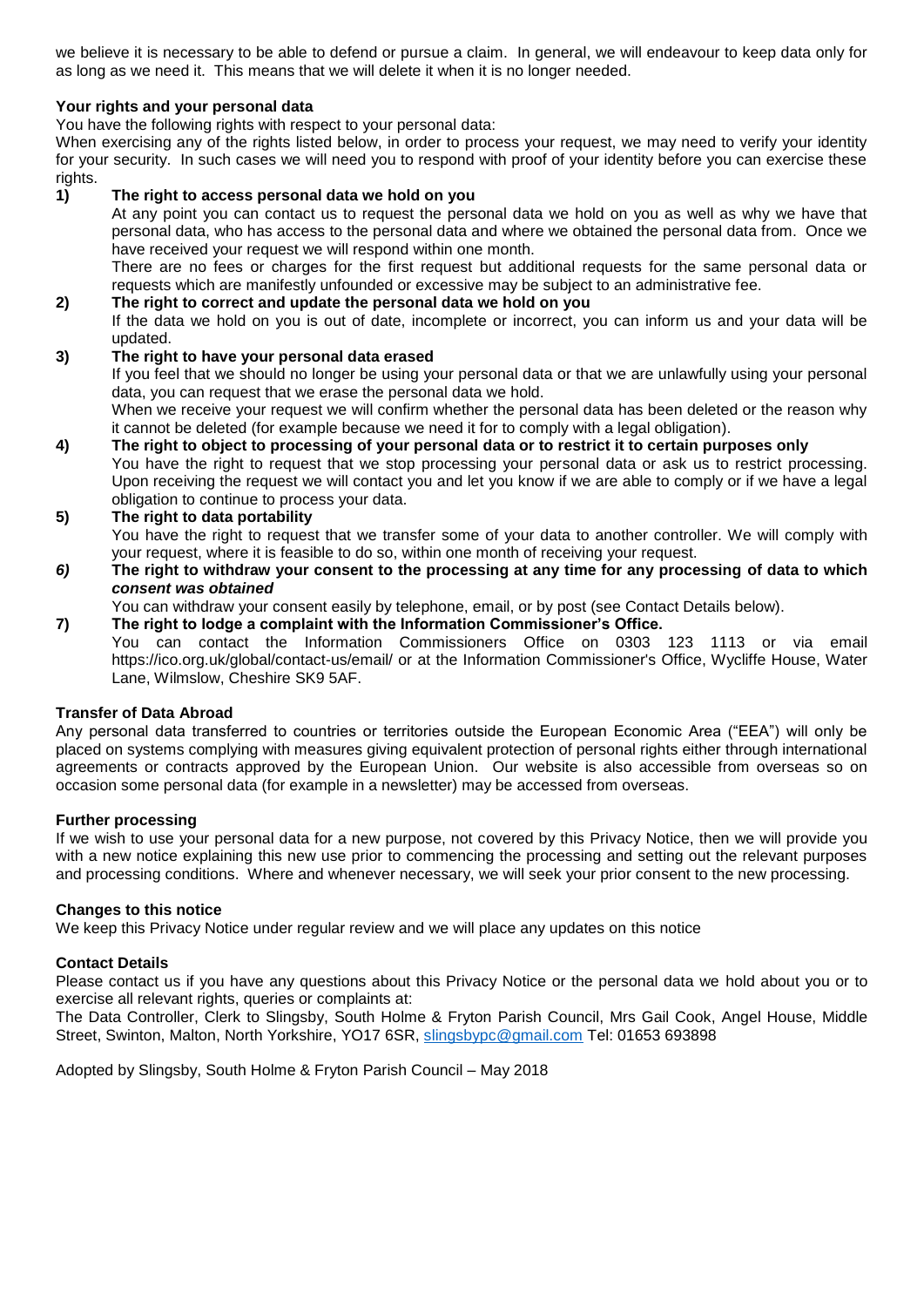we believe it is necessary to be able to defend or pursue a claim. In general, we will endeavour to keep data only for as long as we need it. This means that we will delete it when it is no longer needed.

**Your rights and your personal data**

You have the following rights with respect to your personal data:

When exercising any of the rights listed below, in order to process your request, we may need to verify your identity for your security. In such cases we will need you to respond with proof of your identity before you can exercise these rights.

**1) The right to access personal data we hold on you**

At any point you can contact us to request the personal data we hold on you as well as why we have that personal data, who has access to the personal data and where we obtained the personal data from. Once we have received your request we will respond within one month.

There are no fees or charges for the first request but additional requests for the same personal data or requests which are manifestly unfounded or excessive may be subject to an administrative fee.

**2) The right to correct and update the personal data we hold on you**

If the data we hold on you is out of date, incomplete or incorrect, you can inform us and your data will be updated.

**3) The right to have your personal data erased**

If you feel that we should no longer be using your personal data or that we are unlawfully using your personal data, you can request that we erase the personal data we hold.

When we receive your request we will confirm whether the personal data has been deleted or the reason why it cannot be deleted (for example because we need it for to comply with a legal obligation).

**4) The right to object to processing of your personal data or to restrict it to certain purposes only**

You have the right to request that we stop processing your personal data or ask us to restrict processing. Upon receiving the request we will contact you and let you know if we are able to comply or if we have a legal obligation to continue to process your data.

**5) The right to data portability**

You have the right to request that we transfer some of your data to another controller. We will comply with your request, where it is feasible to do so, within one month of receiving your request.

***6) The right to withdraw your consent to the processing at any time for any processing of data to which consent was obtained***

You can withdraw your consent easily by telephone, email, or by post (see Contact Details below).

**7) The right to lodge a complaint with the Information Commissioner's Office.**

You can contact the Information Commissioners Office on 0303 123 1113 or via email https://ico.org.uk/global/contact-us/email/ or at the Information Commissioner's Office, Wycliffe House, Water Lane, Wilmslow, Cheshire SK9 5AF.

**Transfer of Data Abroad**

Any personal data transferred to countries or territories outside the European Economic Area ("EEA") will only be placed on systems complying with measures giving equivalent protection of personal rights either through international agreements or contracts approved by the European Union. Our website is also accessible from overseas so on occasion some personal data (for example in a newsletter) may be accessed from overseas.

**Further processing**

If we wish to use your personal data for a new purpose, not covered by this Privacy Notice, then we will provide you with a new notice explaining this new use prior to commencing the processing and setting out the relevant purposes and processing conditions. Where and whenever necessary, we will seek your prior consent to the new processing.

**Changes to this notice**

We keep this Privacy Notice under regular review and we will place any updates on this notice

**Contact Details**

Please contact us if you have any questions about this Privacy Notice or the personal data we hold about you or to exercise all relevant rights, queries or complaints at:

The Data Controller, Clerk to Slingsby, South Holme & Fryton Parish Council, Mrs Gail Cook, Angel House, Middle Street, Swinton, Malton, North Yorkshire, YO17 6SR, slingsbypc@gmail.com Tel: 01653 693898

Adopted by Slingsby, South Holme & Fryton Parish Council – May 2018